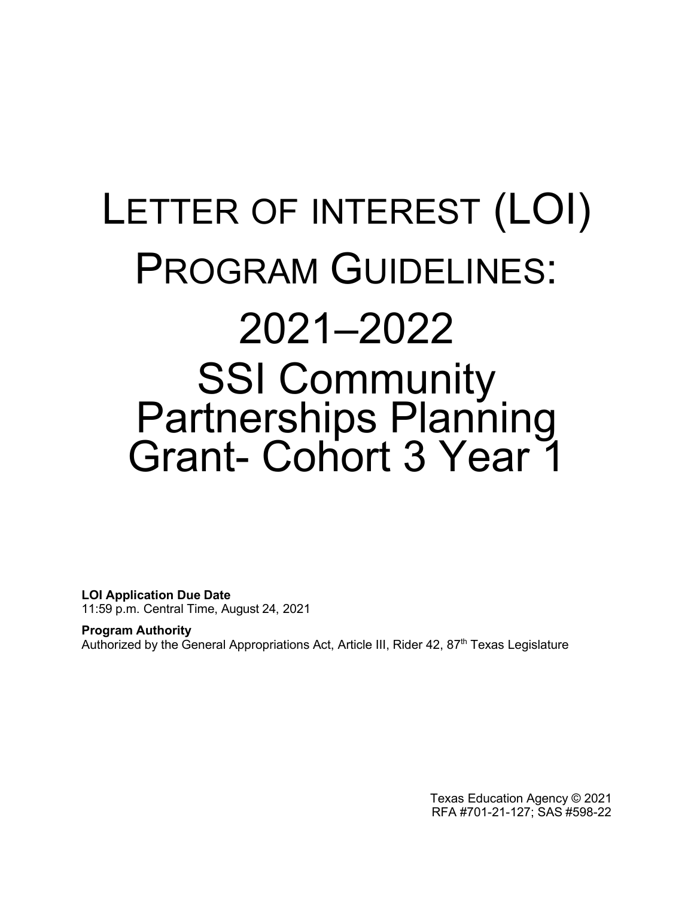# LETTER OF INTEREST (LOI) PROGRAM GUIDELINES: 2021–2022 SSI Community Partnerships Planning Grant- Cohort 3 Year 1

**LOI Application Due Date**
11:59 p.m. Central Time, August 24, 2021

**Program Authority**
Authorized by the General Appropriations Act, Article III, Rider 42, 87th Texas Legislature

Texas Education Agency © 2021
RFA #701-21-127; SAS #598-22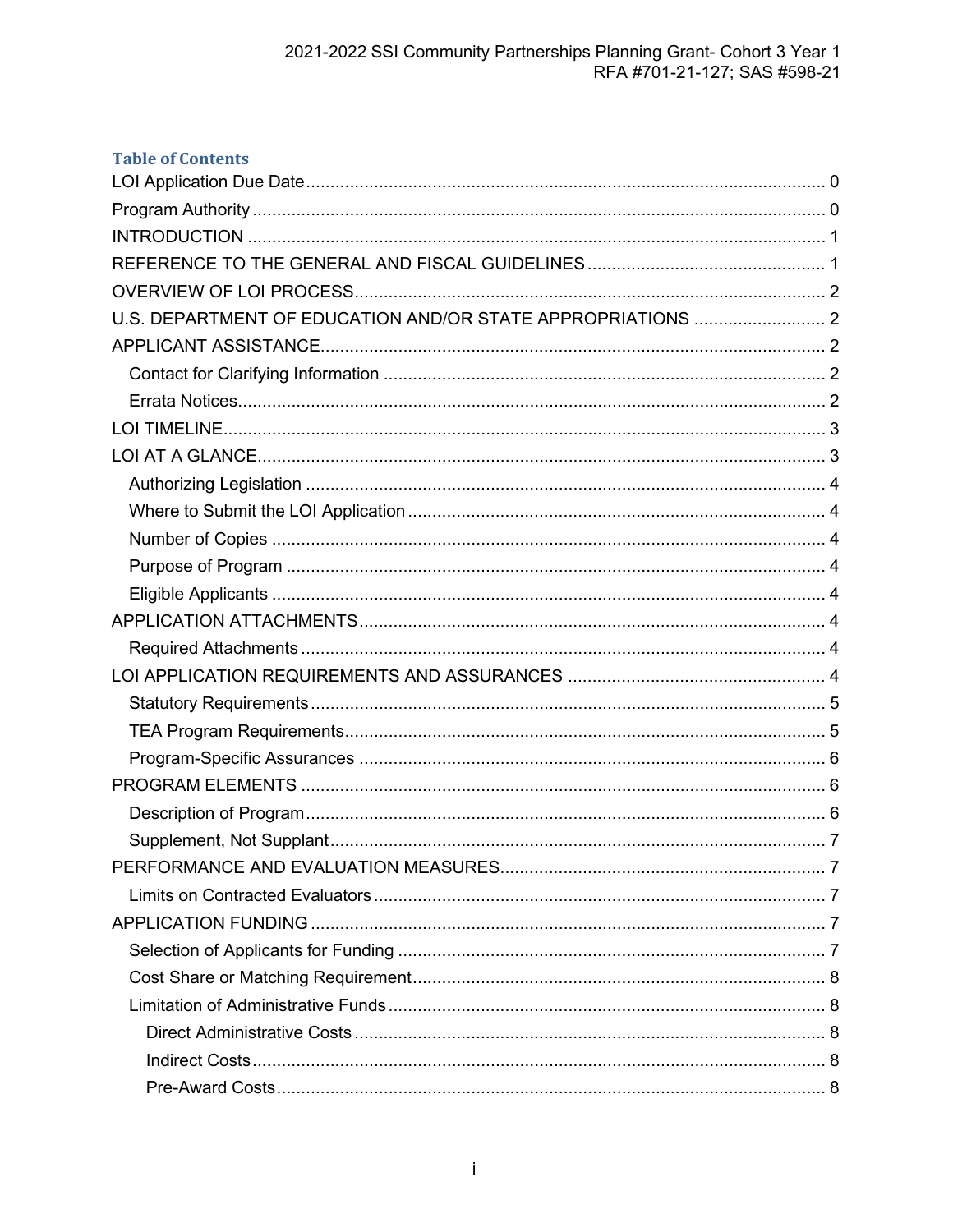## Table of Contents

LOI Application Due Date ........ 0
Program Authority ........ 0
INTRODUCTION ........ 1
REFERENCE TO THE GENERAL AND FISCAL GUIDELINES ........ 1
OVERVIEW OF LOI PROCESS ........ 2
U.S. DEPARTMENT OF EDUCATION AND/OR STATE APPROPRIATIONS ........ 2
APPLICANT ASSISTANCE ........ 2
- Contact for Clarifying Information ........ 2
- Errata Notices ........ 2

LOI TIMELINE ........ 3
LOI AT A GLANCE ........ 3
- Authorizing Legislation ........ 4
- Where to Submit the LOI Application ........ 4
- Number of Copies ........ 4
- Purpose of Program ........ 4
- Eligible Applicants ........ 4

APPLICATION ATTACHMENTS ........ 4
- Required Attachments ........ 4

LOI APPLICATION REQUIREMENTS AND ASSURANCES ........ 4
- Statutory Requirements ........ 5
- TEA Program Requirements ........ 5
- Program-Specific Assurances ........ 6

PROGRAM ELEMENTS ........ 6
- Description of Program ........ 6
- Supplement, Not Supplant ........ 7

PERFORMANCE AND EVALUATION MEASURES ........ 7
- Limits on Contracted Evaluators ........ 7

APPLICATION FUNDING ........ 7
- Selection of Applicants for Funding ........ 7
- Cost Share or Matching Requirement ........ 8
- Limitation of Administrative Funds ........ 8
  - Direct Administrative Costs ........ 8
  - Indirect Costs ........ 8
  - Pre-Award Costs ........ 8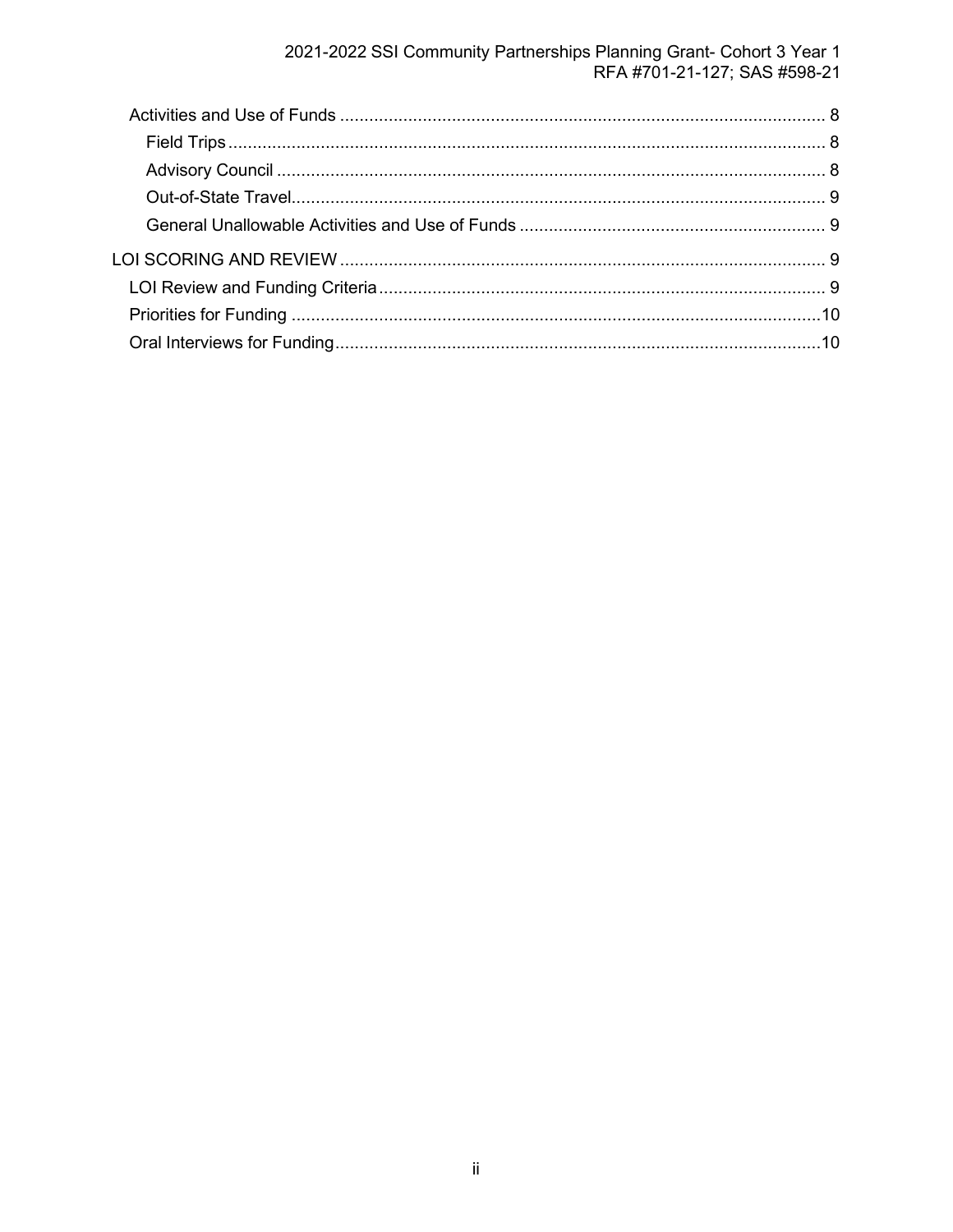- Activities and Use of Funds ... 8
  - Field Trips ... 8
  - Advisory Council ... 8
  - Out-of-State Travel ... 9
  - General Unallowable Activities and Use of Funds ... 9
- LOI SCORING AND REVIEW ... 9
  - LOI Review and Funding Criteria ... 9
  - Priorities for Funding ... 10
  - Oral Interviews for Funding ... 10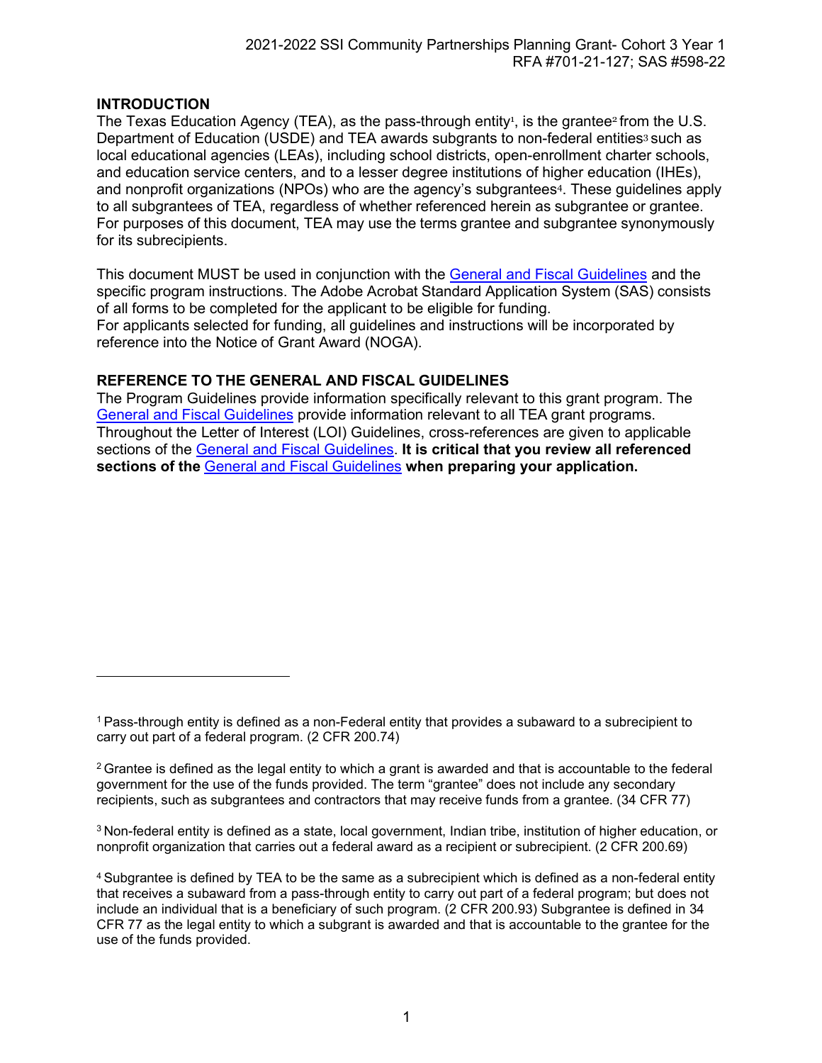## INTRODUCTION

The Texas Education Agency (TEA), as the pass-through entity[1], is the grantee[2] from the U.S. Department of Education (USDE) and TEA awards subgrants to non-federal entities[3] such as local educational agencies (LEAs), including school districts, open-enrollment charter schools, and education service centers, and to a lesser degree institutions of higher education (IHEs), and nonprofit organizations (NPOs) who are the agency's subgrantees[4]. These guidelines apply to all subgrantees of TEA, regardless of whether referenced herein as subgrantee or grantee. For purposes of this document, TEA may use the terms grantee and subgrantee synonymously for its subrecipients.

This document MUST be used in conjunction with the General and Fiscal Guidelines and the specific program instructions. The Adobe Acrobat Standard Application System (SAS) consists of all forms to be completed for the applicant to be eligible for funding.
For applicants selected for funding, all guidelines and instructions will be incorporated by reference into the Notice of Grant Award (NOGA).

## REFERENCE TO THE GENERAL AND FISCAL GUIDELINES

The Program Guidelines provide information specifically relevant to this grant program. The General and Fiscal Guidelines provide information relevant to all TEA grant programs. Throughout the Letter of Interest (LOI) Guidelines, cross-references are given to applicable sections of the General and Fiscal Guidelines. **It is critical that you review all referenced sections of the General and Fiscal Guidelines when preparing your application.**

---

[1] Pass-through entity is defined as a non-Federal entity that provides a subaward to a subrecipient to carry out part of a federal program. (2 CFR 200.74)

[2] Grantee is defined as the legal entity to which a grant is awarded and that is accountable to the federal government for the use of the funds provided. The term "grantee" does not include any secondary recipients, such as subgrantees and contractors that may receive funds from a grantee. (34 CFR 77)

[3] Non-federal entity is defined as a state, local government, Indian tribe, institution of higher education, or nonprofit organization that carries out a federal award as a recipient or subrecipient. (2 CFR 200.69)

[4] Subgrantee is defined by TEA to be the same as a subrecipient which is defined as a non-federal entity that receives a subaward from a pass-through entity to carry out part of a federal program; but does not include an individual that is a beneficiary of such program. (2 CFR 200.93) Subgrantee is defined in 34 CFR 77 as the legal entity to which a subgrant is awarded and that is accountable to the grantee for the use of the funds provided.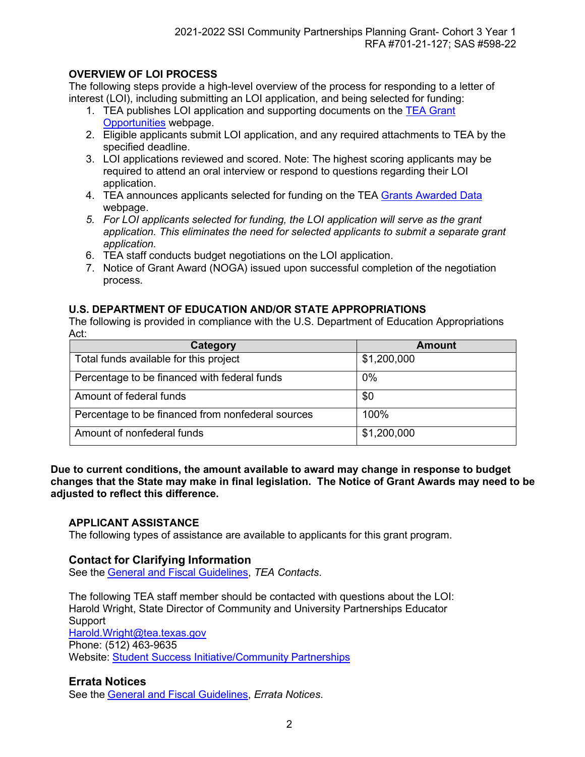## OVERVIEW OF LOI PROCESS

The following steps provide a high-level overview of the process for responding to a letter of interest (LOI), including submitting an LOI application, and being selected for funding:

1. TEA publishes LOI application and supporting documents on the TEA Grant Opportunities webpage.
2. Eligible applicants submit LOI application, and any required attachments to TEA by the specified deadline.
3. LOI applications reviewed and scored. Note: The highest scoring applicants may be required to attend an oral interview or respond to questions regarding their LOI application.
4. TEA announces applicants selected for funding on the TEA Grants Awarded Data webpage.
5. *For LOI applicants selected for funding, the LOI application will serve as the grant application. This eliminates the need for selected applicants to submit a separate grant application.*
6. TEA staff conducts budget negotiations on the LOI application.
7. Notice of Grant Award (NOGA) issued upon successful completion of the negotiation process.

## U.S. DEPARTMENT OF EDUCATION AND/OR STATE APPROPRIATIONS

The following is provided in compliance with the U.S. Department of Education Appropriations Act:

| Category | Amount |
|---|---|
| Total funds available for this project | $1,200,000 |
| Percentage to be financed with federal funds | 0% |
| Amount of federal funds | $0 |
| Percentage to be financed from nonfederal sources | 100% |
| Amount of nonfederal funds | $1,200,000 |

**Due to current conditions, the amount available to award may change in response to budget changes that the State may make in final legislation. The Notice of Grant Awards may need to be adjusted to reflect this difference.**

## APPLICANT ASSISTANCE

The following types of assistance are available to applicants for this grant program.

### Contact for Clarifying Information

See the General and Fiscal Guidelines, *TEA Contacts*.

The following TEA staff member should be contacted with questions about the LOI:
Harold Wright, State Director of Community and University Partnerships Educator Support
Harold.Wright@tea.texas.gov
Phone: (512) 463-9635
Website: Student Success Initiative/Community Partnerships

### Errata Notices

See the General and Fiscal Guidelines, *Errata Notices*.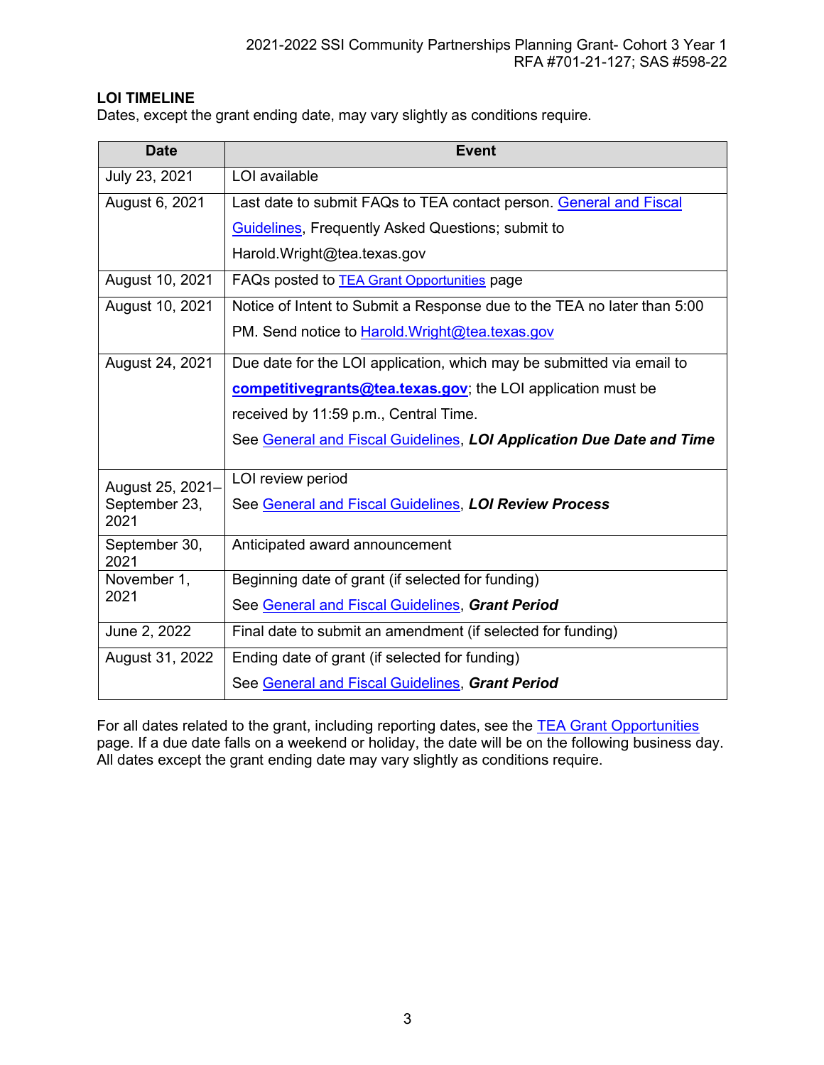## LOI TIMELINE

Dates, except the grant ending date, may vary slightly as conditions require.

| Date | Event |
|---|---|
| July 23, 2021 | LOI available |
| August 6, 2021 | Last date to submit FAQs to TEA contact person. General and Fiscal Guidelines, Frequently Asked Questions; submit to Harold.Wright@tea.texas.gov |
| August 10, 2021 | FAQs posted to TEA Grant Opportunities page |
| August 10, 2021 | Notice of Intent to Submit a Response due to the TEA no later than 5:00 PM. Send notice to Harold.Wright@tea.texas.gov |
| August 24, 2021 | Due date for the LOI application, which may be submitted via email to **competitivegrants@tea.texas.gov**; the LOI application must be received by 11:59 p.m., Central Time. See General and Fiscal Guidelines, ***LOI Application Due Date and Time*** |
| August 25, 2021–September 23, 2021 | LOI review period See General and Fiscal Guidelines, ***LOI Review Process*** |
| September 30, 2021 | Anticipated award announcement |
| November 1, 2021 | Beginning date of grant (if selected for funding) See General and Fiscal Guidelines, ***Grant Period*** |
| June 2, 2022 | Final date to submit an amendment (if selected for funding) |
| August 31, 2022 | Ending date of grant (if selected for funding) See General and Fiscal Guidelines, ***Grant Period*** |

For all dates related to the grant, including reporting dates, see the TEA Grant Opportunities page. If a due date falls on a weekend or holiday, the date will be on the following business day. All dates except the grant ending date may vary slightly as conditions require.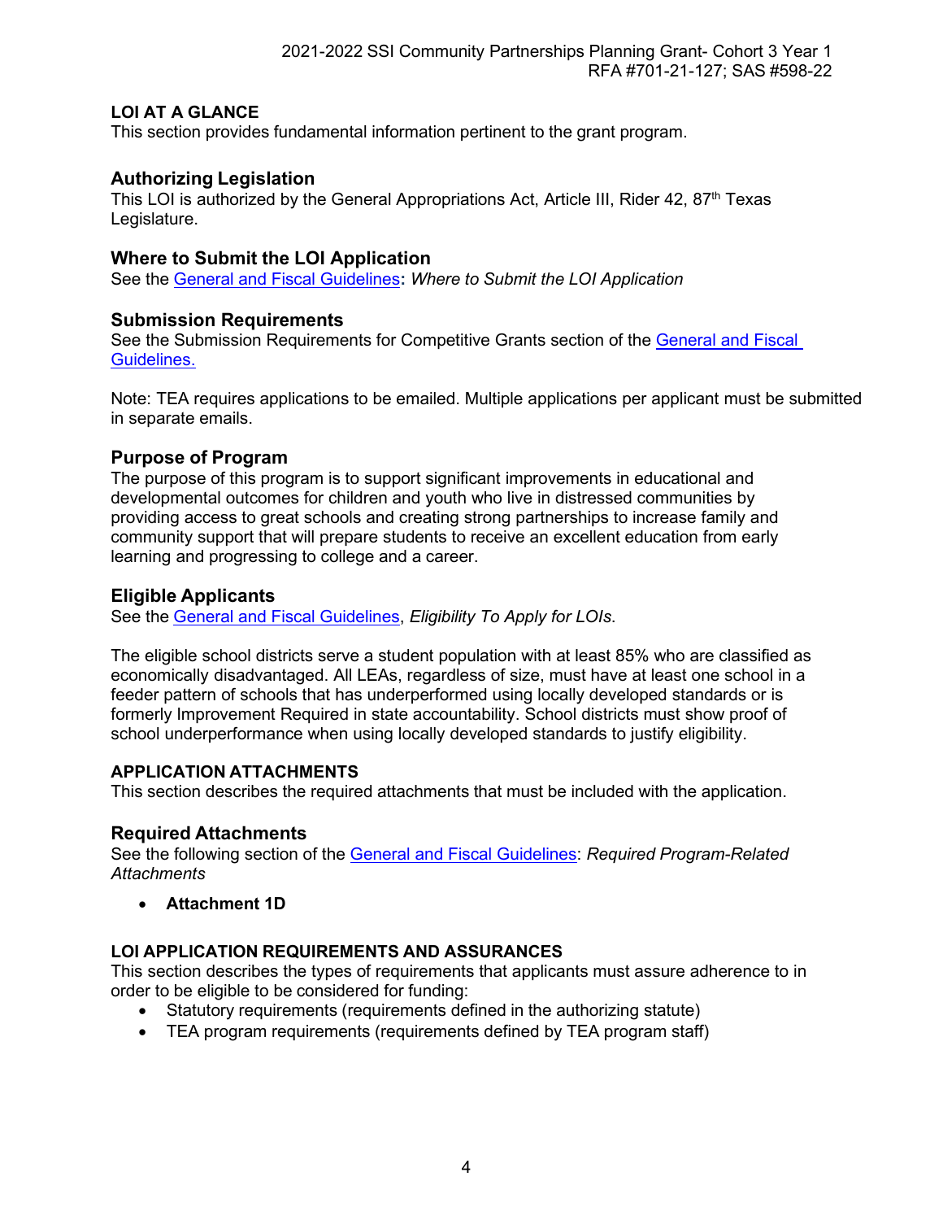**LOI AT A GLANCE**

This section provides fundamental information pertinent to the grant program.

## Authorizing Legislation

This LOI is authorized by the General Appropriations Act, Article III, Rider 42, 87th Texas Legislature.

## Where to Submit the LOI Application

See the General and Fiscal Guidelines**:** *Where to Submit the LOI Application*

## Submission Requirements

See the Submission Requirements for Competitive Grants section of the General and Fiscal Guidelines.

Note: TEA requires applications to be emailed. Multiple applications per applicant must be submitted in separate emails.

## Purpose of Program

The purpose of this program is to support significant improvements in educational and developmental outcomes for children and youth who live in distressed communities by providing access to great schools and creating strong partnerships to increase family and community support that will prepare students to receive an excellent education from early learning and progressing to college and a career.

## Eligible Applicants

See the General and Fiscal Guidelines, *Eligibility To Apply for LOIs.*

The eligible school districts serve a student population with at least 85% who are classified as economically disadvantaged. All LEAs, regardless of size, must have at least one school in a feeder pattern of schools that has underperformed using locally developed standards or is formerly Improvement Required in state accountability. School districts must show proof of school underperformance when using locally developed standards to justify eligibility.

**APPLICATION ATTACHMENTS**

This section describes the required attachments that must be included with the application.

## Required Attachments

See the following section of the General and Fiscal Guidelines: *Required Program-Related Attachments*

- **Attachment 1D**

**LOI APPLICATION REQUIREMENTS AND ASSURANCES**

This section describes the types of requirements that applicants must assure adherence to in order to be eligible to be considered for funding:

- Statutory requirements (requirements defined in the authorizing statute)
- TEA program requirements (requirements defined by TEA program staff)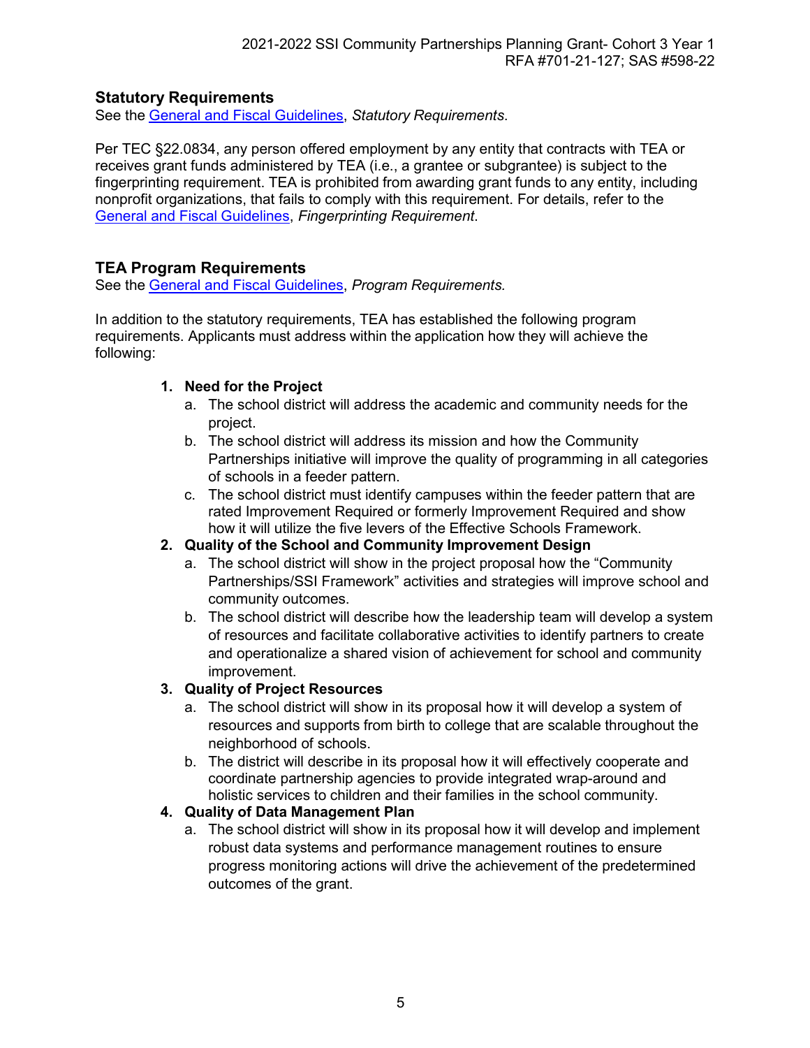## Statutory Requirements

See the General and Fiscal Guidelines, *Statutory Requirements*.

Per TEC §22.0834, any person offered employment by any entity that contracts with TEA or receives grant funds administered by TEA (i.e., a grantee or subgrantee) is subject to the fingerprinting requirement. TEA is prohibited from awarding grant funds to any entity, including nonprofit organizations, that fails to comply with this requirement. For details, refer to the General and Fiscal Guidelines, *Fingerprinting Requirement*.

## TEA Program Requirements

See the General and Fiscal Guidelines, *Program Requirements.*

In addition to the statutory requirements, TEA has established the following program requirements. Applicants must address within the application how they will achieve the following:

1. **Need for the Project**
   a. The school district will address the academic and community needs for the project.
   b. The school district will address its mission and how the Community Partnerships initiative will improve the quality of programming in all categories of schools in a feeder pattern.
   c. The school district must identify campuses within the feeder pattern that are rated Improvement Required or formerly Improvement Required and show how it will utilize the five levers of the Effective Schools Framework.
2. **Quality of the School and Community Improvement Design**
   a. The school district will show in the project proposal how the "Community Partnerships/SSI Framework" activities and strategies will improve school and community outcomes.
   b. The school district will describe how the leadership team will develop a system of resources and facilitate collaborative activities to identify partners to create and operationalize a shared vision of achievement for school and community improvement.
3. **Quality of Project Resources**
   a. The school district will show in its proposal how it will develop a system of resources and supports from birth to college that are scalable throughout the neighborhood of schools.
   b. The district will describe in its proposal how it will effectively cooperate and coordinate partnership agencies to provide integrated wrap-around and holistic services to children and their families in the school community.
4. **Quality of Data Management Plan**
   a. The school district will show in its proposal how it will develop and implement robust data systems and performance management routines to ensure progress monitoring actions will drive the achievement of the predetermined outcomes of the grant.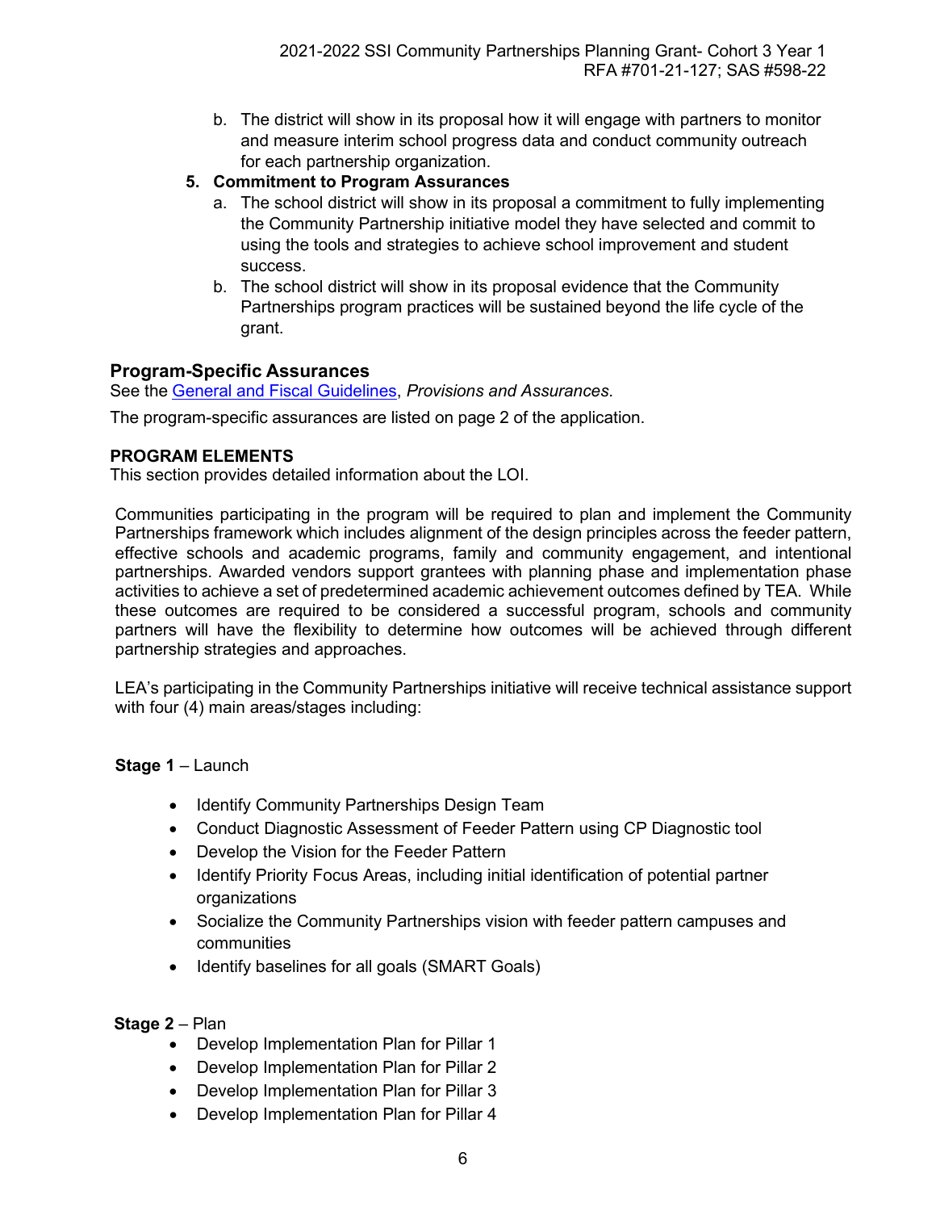b. The district will show in its proposal how it will engage with partners to monitor and measure interim school progress data and conduct community outreach for each partnership organization.

**5. Commitment to Program Assurances**

a. The school district will show in its proposal a commitment to fully implementing the Community Partnership initiative model they have selected and commit to using the tools and strategies to achieve school improvement and student success.

b. The school district will show in its proposal evidence that the Community Partnerships program practices will be sustained beyond the life cycle of the grant.

## Program-Specific Assurances

See the General and Fiscal Guidelines, *Provisions and Assurances*.

The program-specific assurances are listed on page 2 of the application.

### PROGRAM ELEMENTS

This section provides detailed information about the LOI.

Communities participating in the program will be required to plan and implement the Community Partnerships framework which includes alignment of the design principles across the feeder pattern, effective schools and academic programs, family and community engagement, and intentional partnerships. Awarded vendors support grantees with planning phase and implementation phase activities to achieve a set of predetermined academic achievement outcomes defined by TEA. While these outcomes are required to be considered a successful program, schools and community partners will have the flexibility to determine how outcomes will be achieved through different partnership strategies and approaches.

LEA's participating in the Community Partnerships initiative will receive technical assistance support with four (4) main areas/stages including:

**Stage 1** – Launch

- Identify Community Partnerships Design Team
- Conduct Diagnostic Assessment of Feeder Pattern using CP Diagnostic tool
- Develop the Vision for the Feeder Pattern
- Identify Priority Focus Areas, including initial identification of potential partner organizations
- Socialize the Community Partnerships vision with feeder pattern campuses and communities
- Identify baselines for all goals (SMART Goals)

**Stage 2** – Plan

- Develop Implementation Plan for Pillar 1
- Develop Implementation Plan for Pillar 2
- Develop Implementation Plan for Pillar 3
- Develop Implementation Plan for Pillar 4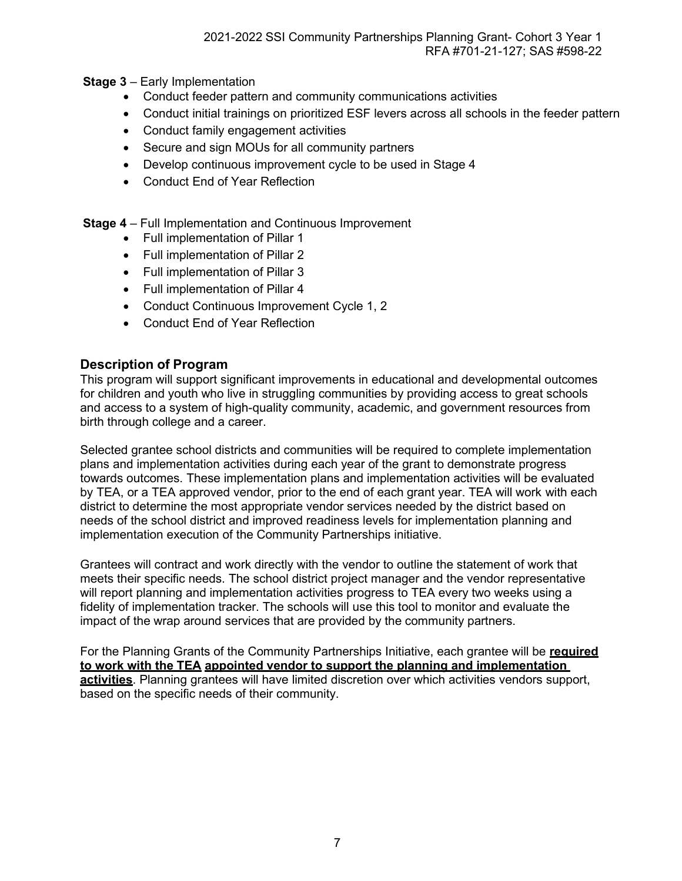**Stage 3** – Early Implementation

- Conduct feeder pattern and community communications activities
- Conduct initial trainings on prioritized ESF levers across all schools in the feeder pattern
- Conduct family engagement activities
- Secure and sign MOUs for all community partners
- Develop continuous improvement cycle to be used in Stage 4
- Conduct End of Year Reflection

**Stage 4** – Full Implementation and Continuous Improvement

- Full implementation of Pillar 1
- Full implementation of Pillar 2
- Full implementation of Pillar 3
- Full implementation of Pillar 4
- Conduct Continuous Improvement Cycle 1, 2
- Conduct End of Year Reflection

## Description of Program

This program will support significant improvements in educational and developmental outcomes for children and youth who live in struggling communities by providing access to great schools and access to a system of high-quality community, academic, and government resources from birth through college and a career.

Selected grantee school districts and communities will be required to complete implementation plans and implementation activities during each year of the grant to demonstrate progress towards outcomes. These implementation plans and implementation activities will be evaluated by TEA, or a TEA approved vendor, prior to the end of each grant year. TEA will work with each district to determine the most appropriate vendor services needed by the district based on needs of the school district and improved readiness levels for implementation planning and implementation execution of the Community Partnerships initiative.

Grantees will contract and work directly with the vendor to outline the statement of work that meets their specific needs. The school district project manager and the vendor representative will report planning and implementation activities progress to TEA every two weeks using a fidelity of implementation tracker. The schools will use this tool to monitor and evaluate the impact of the wrap around services that are provided by the community partners.

For the Planning Grants of the Community Partnerships Initiative, each grantee will be **required to work with the TEA appointed vendor to support the planning and implementation activities**. Planning grantees will have limited discretion over which activities vendors support, based on the specific needs of their community.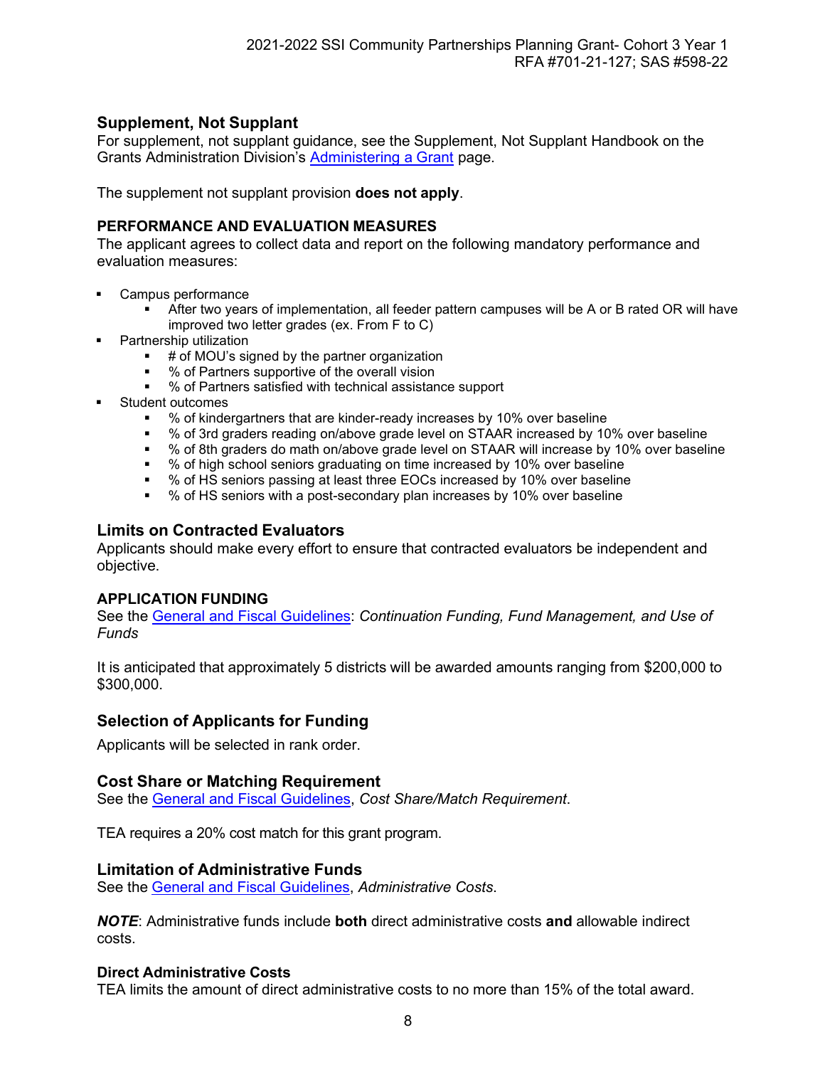## Supplement, Not Supplant

For supplement, not supplant guidance, see the Supplement, Not Supplant Handbook on the Grants Administration Division's Administering a Grant page.

The supplement not supplant provision **does not apply**.

### PERFORMANCE AND EVALUATION MEASURES

The applicant agrees to collect data and report on the following mandatory performance and evaluation measures:

- Campus performance
  - After two years of implementation, all feeder pattern campuses will be A or B rated OR will have improved two letter grades (ex. From F to C)
- Partnership utilization
  - # of MOU's signed by the partner organization
  - % of Partners supportive of the overall vision
  - % of Partners satisfied with technical assistance support
- Student outcomes
  - % of kindergartners that are kinder-ready increases by 10% over baseline
  - % of 3rd graders reading on/above grade level on STAAR increased by 10% over baseline
  - % of 8th graders do math on/above grade level on STAAR will increase by 10% over baseline
  - % of high school seniors graduating on time increased by 10% over baseline
  - % of HS seniors passing at least three EOCs increased by 10% over baseline
  - % of HS seniors with a post-secondary plan increases by 10% over baseline

## Limits on Contracted Evaluators

Applicants should make every effort to ensure that contracted evaluators be independent and objective.

### APPLICATION FUNDING

See the General and Fiscal Guidelines: *Continuation Funding, Fund Management, and Use of Funds*

It is anticipated that approximately 5 districts will be awarded amounts ranging from $200,000 to $300,000.

## Selection of Applicants for Funding

Applicants will be selected in rank order.

## Cost Share or Matching Requirement

See the General and Fiscal Guidelines, *Cost Share/Match Requirement*.

TEA requires a 20% cost match for this grant program.

## Limitation of Administrative Funds

See the General and Fiscal Guidelines, *Administrative Costs*.

***NOTE***: Administrative funds include **both** direct administrative costs **and** allowable indirect costs.

### Direct Administrative Costs

TEA limits the amount of direct administrative costs to no more than 15% of the total award.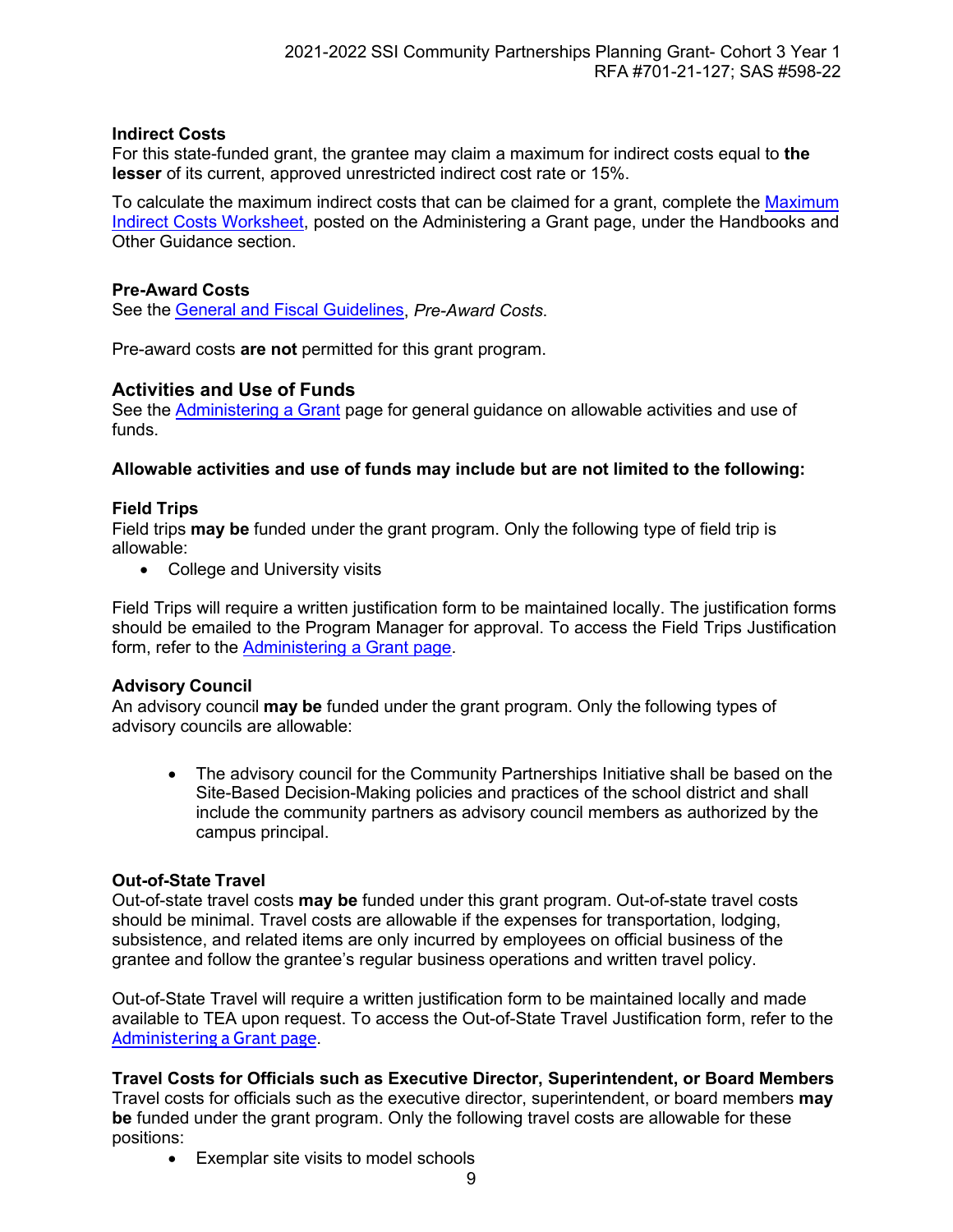### Indirect Costs

For this state-funded grant, the grantee may claim a maximum for indirect costs equal to **the lesser** of its current, approved unrestricted indirect cost rate or 15%.

To calculate the maximum indirect costs that can be claimed for a grant, complete the Maximum Indirect Costs Worksheet, posted on the Administering a Grant page, under the Handbooks and Other Guidance section.

### Pre-Award Costs

See the General and Fiscal Guidelines, *Pre-Award Costs*.

Pre-award costs **are not** permitted for this grant program.

## Activities and Use of Funds

See the Administering a Grant page for general guidance on allowable activities and use of funds.

**Allowable activities and use of funds may include but are not limited to the following:**

### Field Trips

Field trips **may be** funded under the grant program. Only the following type of field trip is allowable:

- College and University visits

Field Trips will require a written justification form to be maintained locally. The justification forms should be emailed to the Program Manager for approval. To access the Field Trips Justification form, refer to the Administering a Grant page.

### Advisory Council

An advisory council **may be** funded under the grant program. Only the following types of advisory councils are allowable:

- The advisory council for the Community Partnerships Initiative shall be based on the Site-Based Decision-Making policies and practices of the school district and shall include the community partners as advisory council members as authorized by the campus principal.

### Out-of-State Travel

Out-of-state travel costs **may be** funded under this grant program. Out-of-state travel costs should be minimal. Travel costs are allowable if the expenses for transportation, lodging, subsistence, and related items are only incurred by employees on official business of the grantee and follow the grantee's regular business operations and written travel policy.

Out-of-State Travel will require a written justification form to be maintained locally and made available to TEA upon request. To access the Out-of-State Travel Justification form, refer to the Administering a Grant page.

### Travel Costs for Officials such as Executive Director, Superintendent, or Board Members

Travel costs for officials such as the executive director, superintendent, or board members **may be** funded under the grant program. Only the following travel costs are allowable for these positions:

- Exemplar site visits to model schools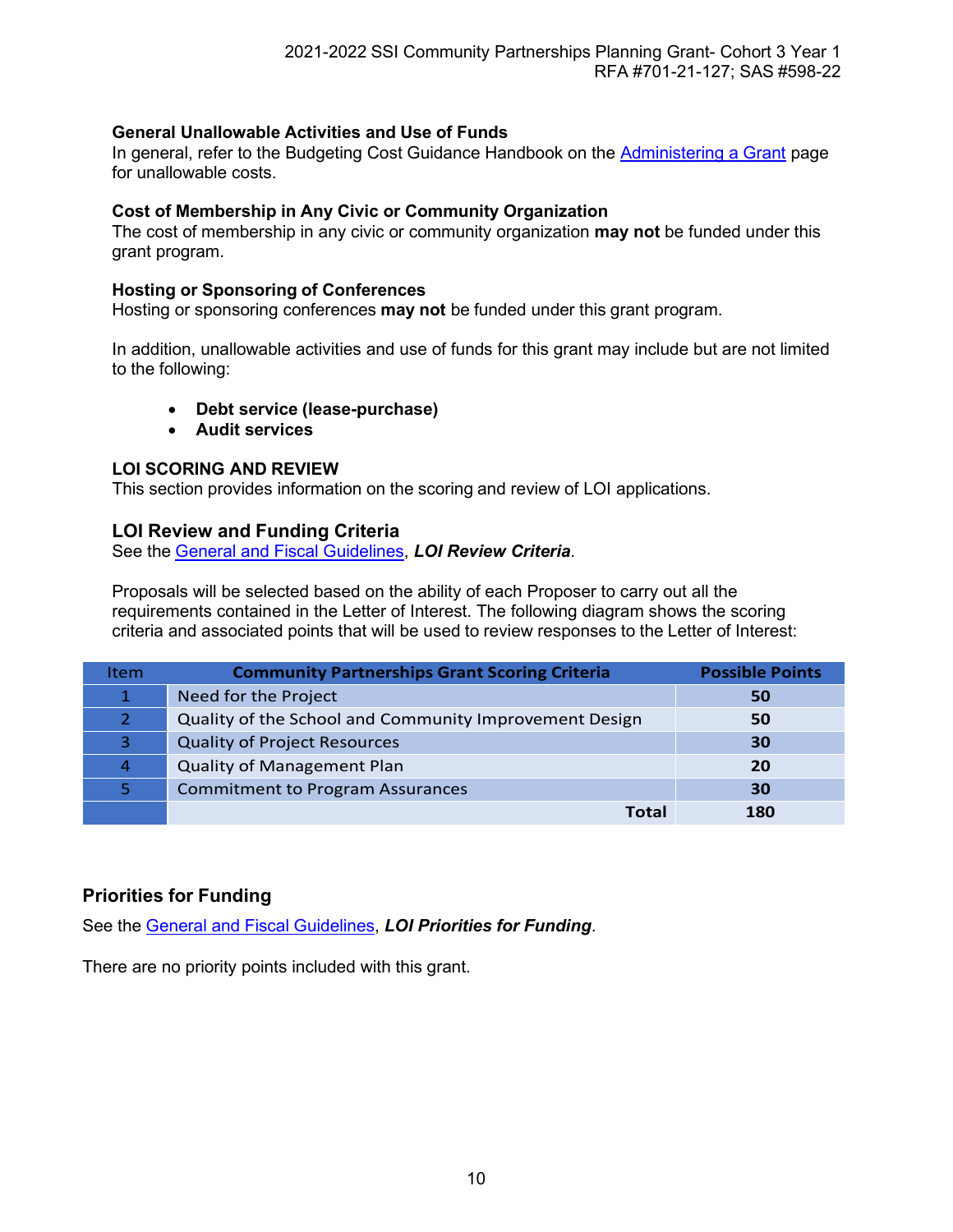### General Unallowable Activities and Use of Funds

In general, refer to the Budgeting Cost Guidance Handbook on the Administering a Grant page for unallowable costs.

### Cost of Membership in Any Civic or Community Organization

The cost of membership in any civic or community organization **may not** be funded under this grant program.

### Hosting or Sponsoring of Conferences

Hosting or sponsoring conferences **may not** be funded under this grant program.

In addition, unallowable activities and use of funds for this grant may include but are not limited to the following:

- **Debt service (lease-purchase)**
- **Audit services**

## LOI SCORING AND REVIEW

This section provides information on the scoring and review of LOI applications.

### LOI Review and Funding Criteria

See the General and Fiscal Guidelines, ***LOI Review Criteria***.

Proposals will be selected based on the ability of each Proposer to carry out all the requirements contained in the Letter of Interest. The following diagram shows the scoring criteria and associated points that will be used to review responses to the Letter of Interest:

| Item | Community Partnerships Grant Scoring Criteria | Possible Points |
|---|---|---|
| 1 | Need for the Project | **50** |
| 2 | Quality of the School and Community Improvement Design | **50** |
| 3 | Quality of Project Resources | **30** |
| 4 | Quality of Management Plan | **20** |
| 5 | Commitment to Program Assurances | **30** |
| | **Total** | **180** |

## Priorities for Funding

See the General and Fiscal Guidelines, ***LOI Priorities for Funding***.

There are no priority points included with this grant.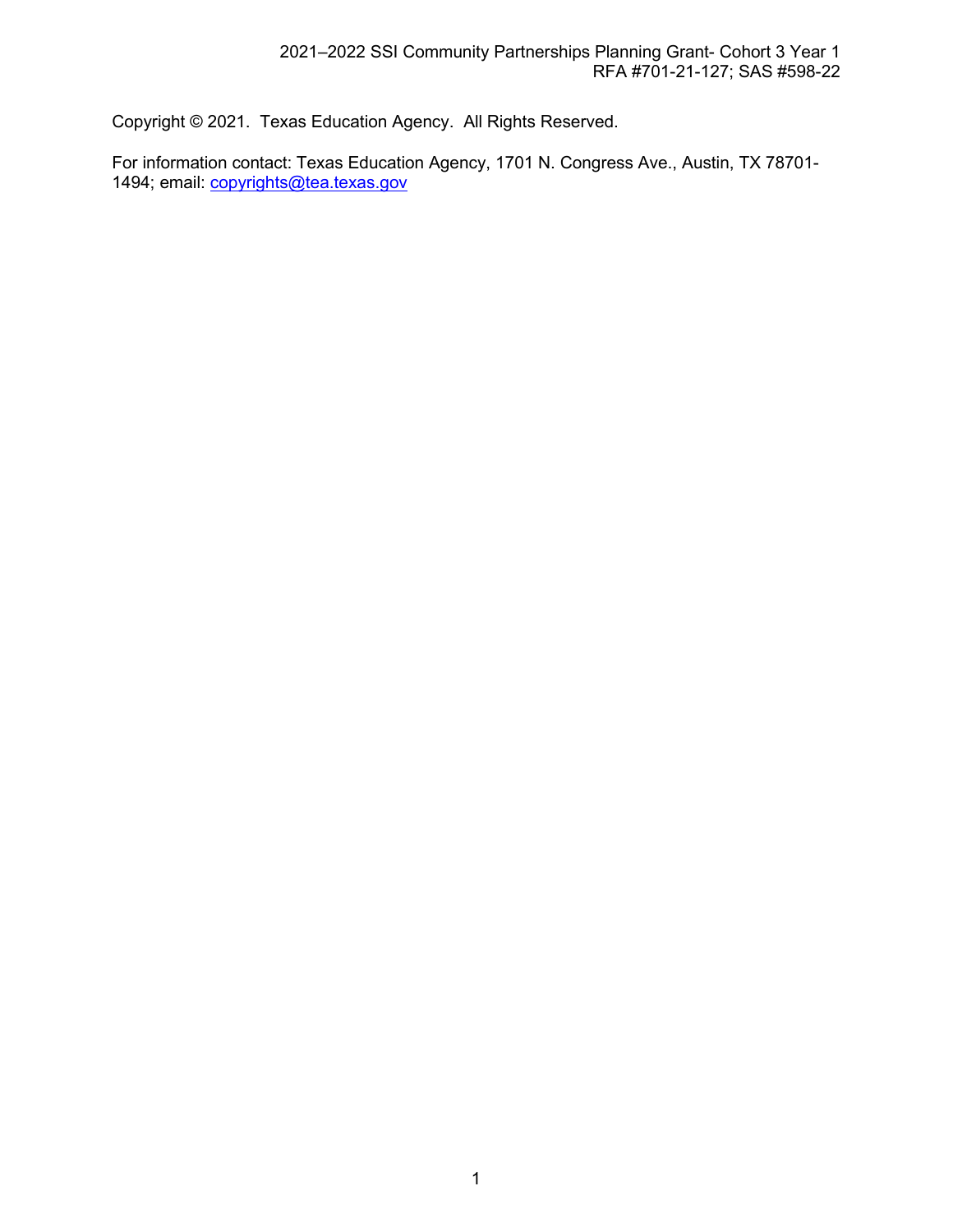Copyright © 2021. Texas Education Agency. All Rights Reserved.

For information contact: Texas Education Agency, 1701 N. Congress Ave., Austin, TX 78701-1494; email: copyrights@tea.texas.gov